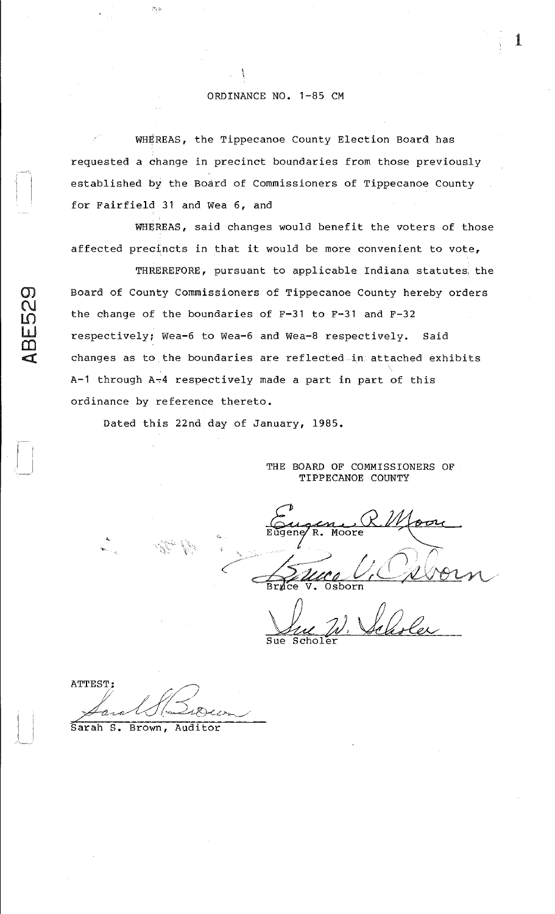ORDINANCE NO. 1-85 CM

WHEREAS, the Tippecanoe County Election Board has requested a change in precinct boundaries from those previously established by the Board of Commissioners of Tippecanoe County for Fairfield 31 and Wea 6, and

WHEREAS, said changes would benefit the voters of those affected precincts in that it would be more convenient to vote,

THREREFORE, pursuant to applicable Indiana statutes the Board of County Commissioners of Tippecanoe County hereby orders the change of the boundaries of F-31 to F-31 and F-32 respectively; Wea-6 to Wea-6 and Wea-8 respectively. Said changes as to the boundaries are reflected in attached exhibits A-1 through A-4 respectively made a part in part of this ordinance by reference thereto.

Dated this 22nd day of January, 1985.

THE BOARD OF COMMISSIONERS OF TIPPECANOE COUNTY

Eugene R. Moore

Bruce V. Osborn

Sue Scholer

ATTEST:

Sarah S. Brown, Auditor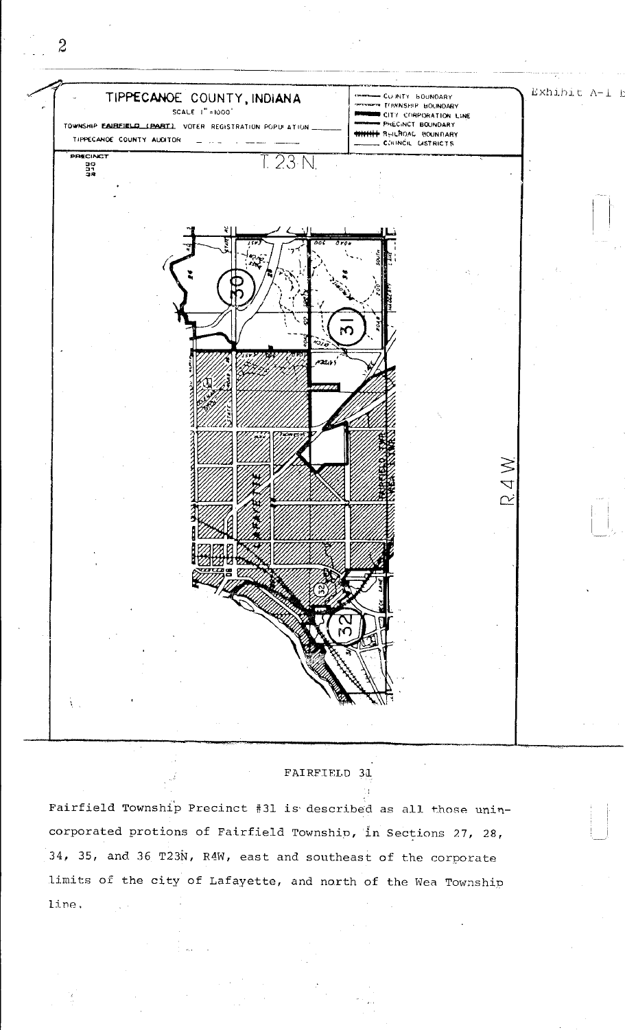# TIPPECANOE COUNTY, INDIANA

SCALE 1" = 1000'

TOWNSHIP FAIRFIELD (PART) VOTER REGISTRATION POPULATION

TIPPECANOE COUNTY AUDITOR

- COUNTY BOUNDARY
- TOWNSHIP BOUNDARY
- CITY CORPORATION LINE
- PRECINCT BOUNDARY
- RAILROAD BOUNDARY
- COUNCIL DISTRICTS

PRECINCT 30 31 32

T. 23 N.

R. 4 W.

Exhibit A-1

## FAIRFIELD 31

Fairfield Township Precinct #31 is described as all those unincorporated protions of Fairfield Township, in Sections 27, 28, 34, 35, and 36 T23N, R4W, east and southeast of the corporate limits of the city of Lafayette, and north of the Wea Township line.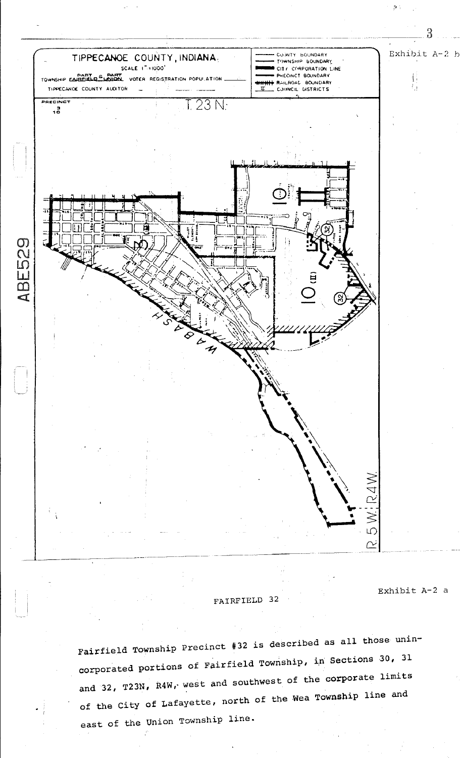Exhibit A-2 b

TIPPECANOE COUNTY, INDIANA.

SCALE 1" = 1000'

TOWNSHIP PART FAIRFIELD & PART UNION VOTER REGISTRATION POPULATION

TIPPECANOE COUNTY AUDITOR

- COUNTY BOUNDARY
- TOWNSHIP BOUNDARY
- CITY CORPORATION LINE
- PRECINCT BOUNDARY
- RAILROAD BOUNDARY
- II COUNCIL DISTRICTS

PRECINCT 3 10

T. 23 N.

R. 5 W. R 4 W.

WABASH

ABE529

Exhibit A-2 a

FAIRFIELD 32

Fairfield Township Precinct #32 is described as all those unincorporated portions of Fairfield Township, in Sections 30, 31 and 32, T23N, R4W, west and southwest of the corporate limits of the City of Lafayette, north of the Wea Township line and east of the Union Township line.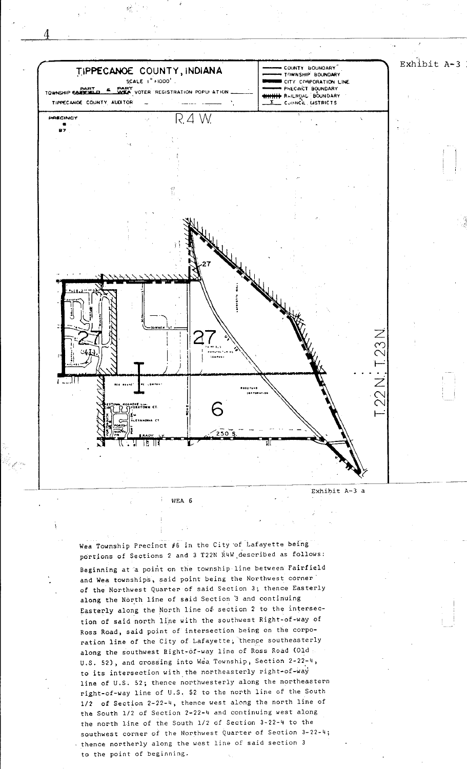Exhibit A-3

TIPPECANOE COUNTY, INDIANA

SCALE 1" = 1000'

TOWNSHIP PART FAIRFIELD & PART WEA VOTER REGISTRATION POPULATION

TIPPECANOE COUNTY AUDITOR

PRECINCT 27

R.4 W.

T.23 N. / T.22 N.

Exhibit A-3 a

WEA 6

Wea Township Precinct #6 in the City of Lafayette being portions of Sections 2 and 3 T22N R4W described as follows:

Beginning at a point on the township line between Fairfield and Wea townships, said point being the Northwest corner of the Northwest Quarter of said Section 3; thence Easterly along the North line of said Section 3 and continuing Easterly along the North line of section 2 to the intersection of said north line with the southwest Right-of-way of Ross Road, said point of intersection being on the corporation line of the City of Lafayette; thence southeasterly along the southwest Right-of-way line of Ross Road (Old U.S. 52), and crossing into Wea Township, Section 2-22-4, to its intersection with the northeasterly right-of-way line of U.S. 52; thence northwesterly along the northeastern right-of-way line of U.S. 52 to the north line of the South 1/2 of Section 2-22-4, thence west along the north line of the South 1/2 of Section 2-22-4 and continuing west along the north line of the South 1/2 of Section 3-22-4 to the southwest corner of the Northwest Quarter of Section 3-22-4; thence northerly along the west line of said section 3 to the point of beginning.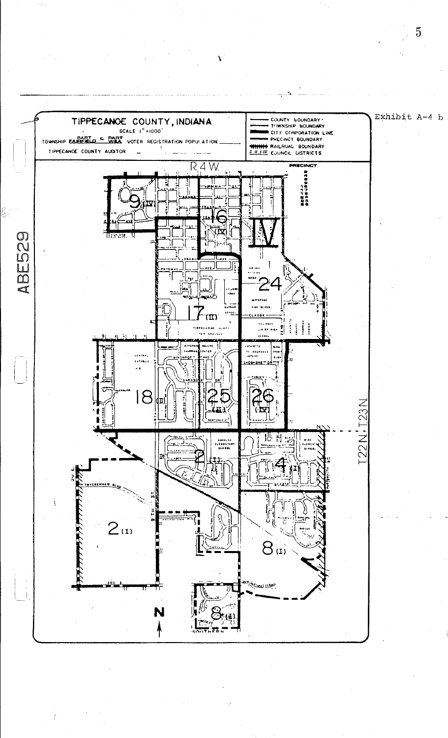Exhibit A-4 b

# TIPPECANOE COUNTY, INDIANA

SCALE 1" = 1000'

TOWNSHIP PART FAIRFIELD & PART WEA VOTER REGISTRATION POPULATION

TIPPECANOE COUNTY AUDITOR

- COUNTY BOUNDARY - TOWNSHIP BOUNDARY
- CITY CORPORATION LINE
- PRECINCT BOUNDARY
- RAILROAD BOUNDARY
- I II / IV COUNCIL DISTRICTS

R 4 W

PRECINCT

9 (IV)

6 (IV)

IV

24

17 (III)

18 (III)

25 (III)

26 (III)

2 (I)

4 (I)

2 (I)

8 (I)

8 (I)

T22N T23N

N

ABE529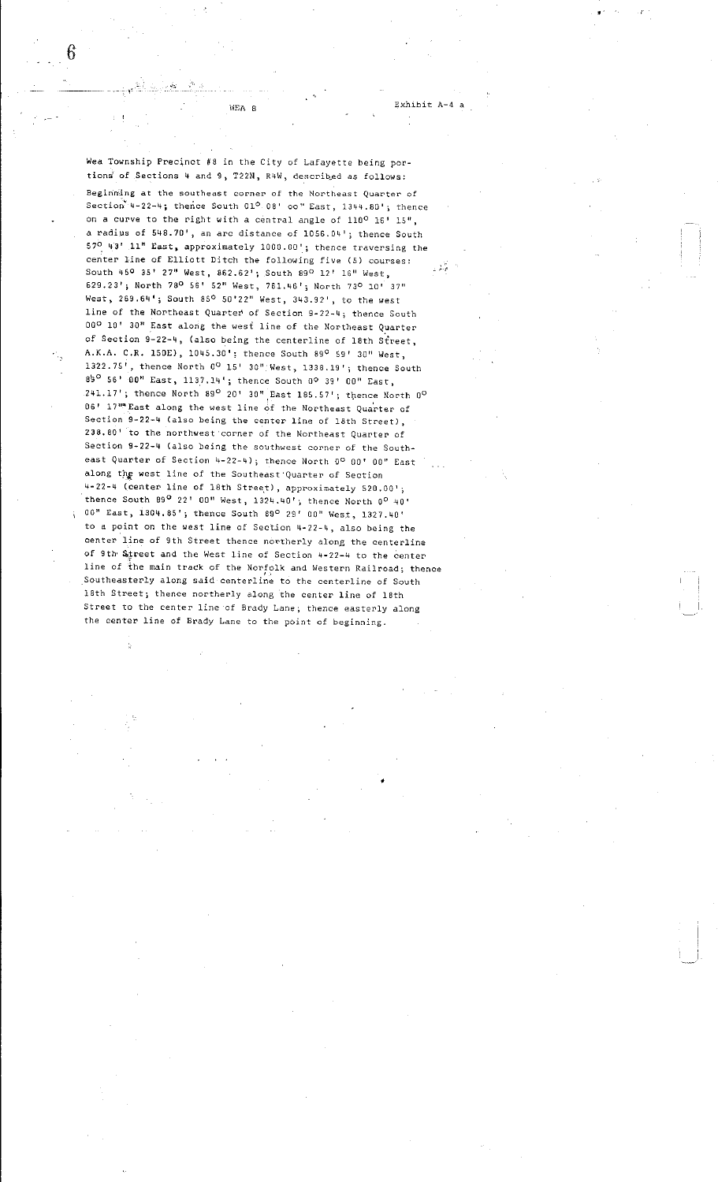WEA 8

Exhibit A-4 a

Wea Township Precinct #8 in the City of Lafayette being portions of Sections 4 and 9, T22N, R4W, described as follows:

Beginning at the southeast corner of the Northeast Quarter of Section 4-22-4; thence South 01° 08' 00" East, 1344.80'; thence on a curve to the right with a central angle of 110° 16' 15", a radius of 548.70', an arc distance of 1056.04'; thence South 57° 43' 11" East, approximately 1000.00'; thence traversing the center line of Elliott Ditch the following five (5) courses: South 45° 35' 27" West, 862.62'; South 89° 12' 16" West, 629.23'; North 78° 56' 52" West, 761.46'; North 73° 10' 37" West, 269.64'; South 85° 50'22" West, 343.92', to the west line of the Northeast Quarter of Section 9-22-4; thence South 00° 10' 30" East along the west line of the Northeast Quarter of Section 9-22-4, (also being the centerline of 18th Street, A.K.A. C.R. 150E), 1045.30'; thence South 89° 59' 30" West, 1322.75', thence North 0° 15' 30" West, 1338.19'; thence South 85° 56' 00" East, 1137.14'; thence South 0° 39' 00" East, 241.17'; thence North 89° 20' 30" East 185.57'; thence North 0° 06' 17" East along the west line of the Northeast Quarter of Section 9-22-4 (also being the center line of 18th Street), 238.80' to the northwest corner of the Northeast Quarter of Section 9-22-4 (also being the southwest corner of the Southeast Quarter of Section 4-22-4); thence North 0° 00' 00" East along the west line of the Southeast Quarter of Section 4-22-4 (center line of 18th Street), approximately 520.00'; thence South 89° 22' 00" West, 1324.40'; thence North 0° 40' 00" East, 1304.85'; thence South 89° 29' 00" West, 1327.40' to a point on the west line of Section 4-22-4, also being the center line of 9th Street thence northerly along the centerline of 9th Street and the West line of Section 4-22-4 to the center line of the main track of the Norfolk and Western Railroad; thence Southeasterly along said centerline to the centerline of South 18th Street; thence northerly along the center line of 18th Street to the center line of Brady Lane; thence easterly along the center line of Brady Lane to the point of beginning.